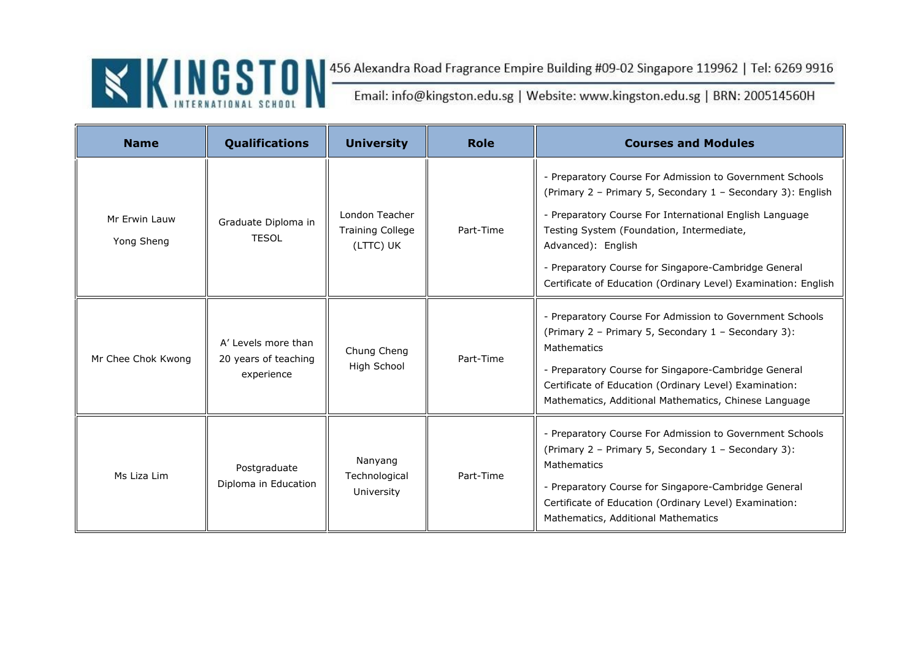KINGSTON INTERNATIONAL SCHOOL

456 Alexandra Road Fragrance Empire Building #09-02 Singapore 119962 | Tel: 6269 9916

Email: info@kingston.edu.sg | Website: www.kingston.edu.sg | BRN: 200514560H

| Name | Qualifications | University | Role | Courses and Modules |
| --- | --- | --- | --- | --- |
| Mr Erwin Lauw Yong Sheng | Graduate Diploma in TESOL | London Teacher Training College (LTTC) UK | Part-Time | - Preparatory Course For Admission to Government Schools (Primary 2 – Primary 5, Secondary 1 – Secondary 3): English<br>- Preparatory Course For International English Language Testing System (Foundation, Intermediate, Advanced): English<br>- Preparatory Course for Singapore-Cambridge General Certificate of Education (Ordinary Level) Examination: English |
| Mr Chee Chok Kwong | A' Levels more than 20 years of teaching experience | Chung Cheng High School | Part-Time | - Preparatory Course For Admission to Government Schools (Primary 2 – Primary 5, Secondary 1 – Secondary 3): Mathematics<br>- Preparatory Course for Singapore-Cambridge General Certificate of Education (Ordinary Level) Examination: Mathematics, Additional Mathematics, Chinese Language |
| Ms Liza Lim | Postgraduate Diploma in Education | Nanyang Technological University | Part-Time | - Preparatory Course For Admission to Government Schools (Primary 2 – Primary 5, Secondary 1 – Secondary 3): Mathematics<br>- Preparatory Course for Singapore-Cambridge General Certificate of Education (Ordinary Level) Examination: Mathematics, Additional Mathematics |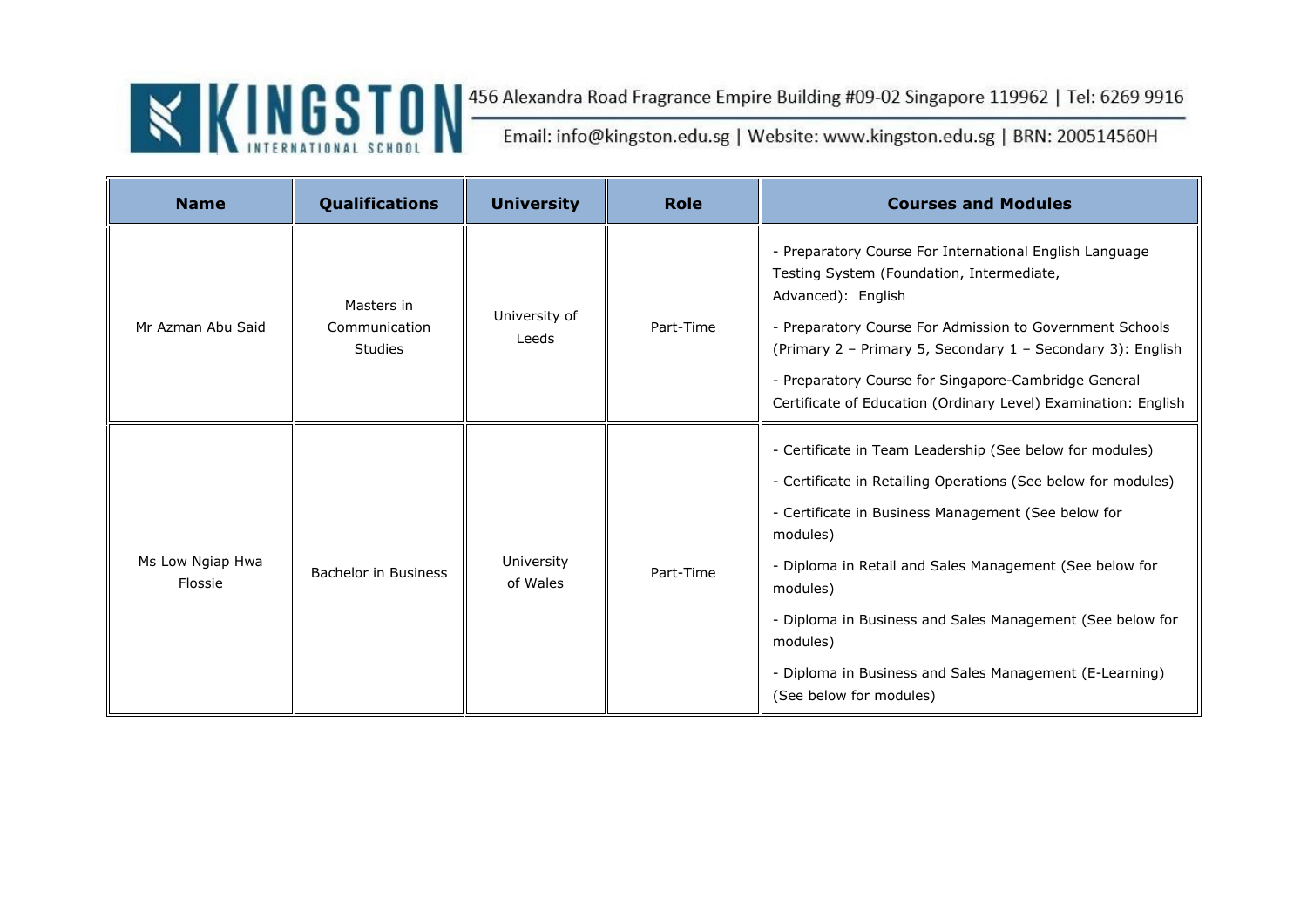| Name | Qualifications | University | Role | Courses and Modules |
| --- | --- | --- | --- | --- |
| Mr Azman Abu Said | Masters in Communication Studies | University of Leeds | Part-Time | - Preparatory Course For International English Language Testing System (Foundation, Intermediate, Advanced): English<br>- Preparatory Course For Admission to Government Schools (Primary 2 – Primary 5, Secondary 1 – Secondary 3): English<br>- Preparatory Course for Singapore-Cambridge General Certificate of Education (Ordinary Level) Examination: English |
| Ms Low Ngiap Hwa Flossie | Bachelor in Business | University of Wales | Part-Time | - Certificate in Team Leadership (See below for modules)<br>- Certificate in Retailing Operations (See below for modules)<br>- Certificate in Business Management (See below for modules)<br>- Diploma in Retail and Sales Management (See below for modules)<br>- Diploma in Business and Sales Management (See below for modules)<br>- Diploma in Business and Sales Management (E-Learning) (See below for modules) |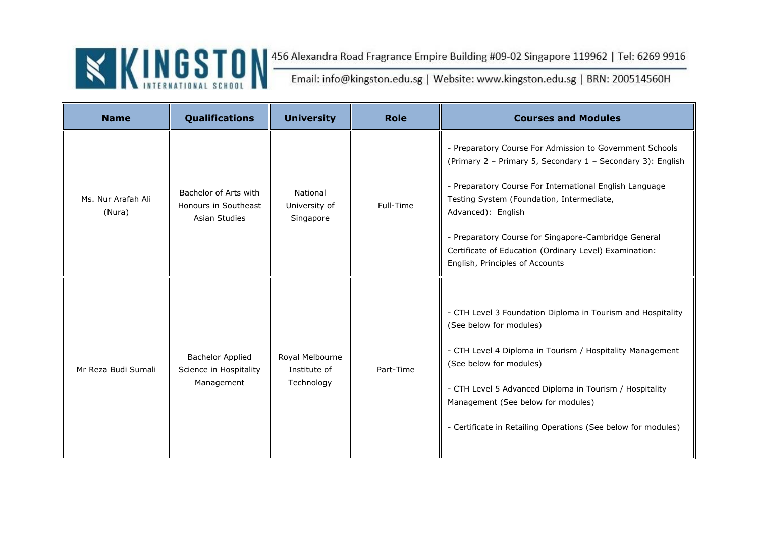| Name | Qualifications | University | Role | Courses and Modules |
|---|---|---|---|---|
| Ms. Nur Arafah Ali (Nura) | Bachelor of Arts with Honours in Southeast Asian Studies | National University of Singapore | Full-Time | - Preparatory Course For Admission to Government Schools (Primary 2 – Primary 5, Secondary 1 – Secondary 3): English<br><br>- Preparatory Course For International English Language Testing System (Foundation, Intermediate, Advanced): English<br><br>- Preparatory Course for Singapore-Cambridge General Certificate of Education (Ordinary Level) Examination: English, Principles of Accounts |
| Mr Reza Budi Sumali | Bachelor Applied Science in Hospitality Management | Royal Melbourne Institute of Technology | Part-Time | - CTH Level 3 Foundation Diploma in Tourism and Hospitality (See below for modules)<br><br>- CTH Level 4 Diploma in Tourism / Hospitality Management (See below for modules)<br><br>- CTH Level 5 Advanced Diploma in Tourism / Hospitality Management (See below for modules)<br><br>- Certificate in Retailing Operations (See below for modules) |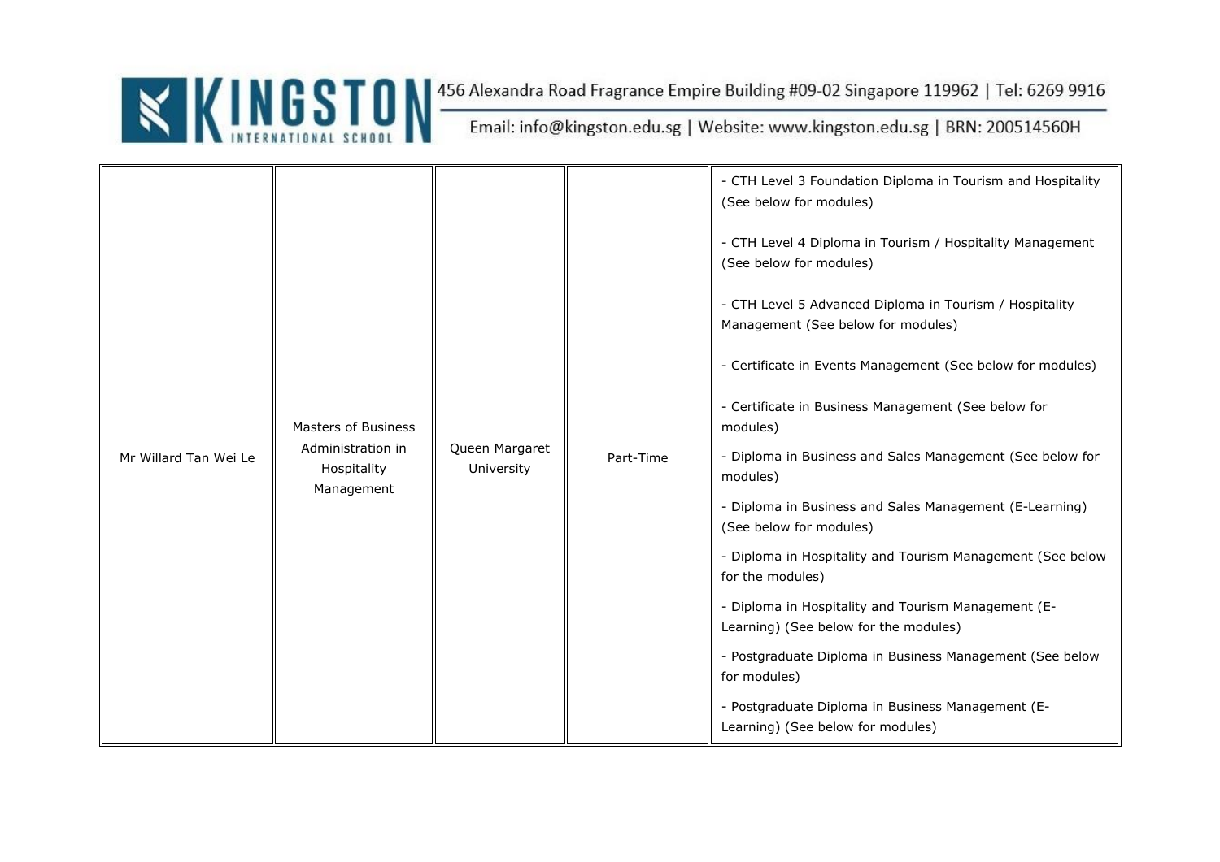| | | | | |
|---|---|---|---|---|
| Mr Willard Tan Wei Le | Masters of Business Administration in Hospitality Management | Queen Margaret University | Part-Time | - CTH Level 3 Foundation Diploma in Tourism and Hospitality (See below for modules)<br><br>- CTH Level 4 Diploma in Tourism / Hospitality Management (See below for modules)<br><br>- CTH Level 5 Advanced Diploma in Tourism / Hospitality Management (See below for modules)<br><br>- Certificate in Events Management (See below for modules)<br><br>- Certificate in Business Management (See below for modules)<br><br>- Diploma in Business and Sales Management (See below for modules)<br><br>- Diploma in Business and Sales Management (E-Learning) (See below for modules)<br><br>- Diploma in Hospitality and Tourism Management (See below for the modules)<br><br>- Diploma in Hospitality and Tourism Management (E-Learning) (See below for the modules)<br><br>- Postgraduate Diploma in Business Management (See below for modules)<br><br>- Postgraduate Diploma in Business Management (E-Learning) (See below for modules) |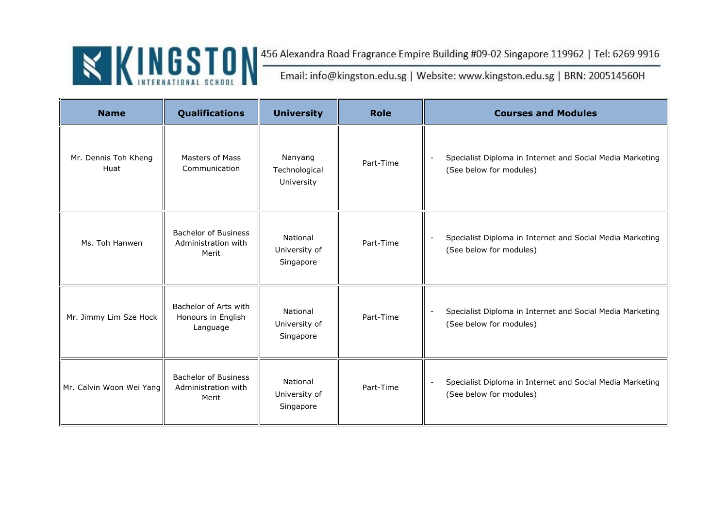| Name | Qualifications | University | Role | Courses and Modules |
|---|---|---|---|---|
| Mr. Dennis Toh Kheng Huat | Masters of Mass Communication | Nanyang Technological University | Part-Time | - Specialist Diploma in Internet and Social Media Marketing (See below for modules) |
| Ms. Toh Hanwen | Bachelor of Business Administration with Merit | National University of Singapore | Part-Time | - Specialist Diploma in Internet and Social Media Marketing (See below for modules) |
| Mr. Jimmy Lim Sze Hock | Bachelor of Arts with Honours in English Language | National University of Singapore | Part-Time | - Specialist Diploma in Internet and Social Media Marketing (See below for modules) |
| Mr. Calvin Woon Wei Yang | Bachelor of Business Administration with Merit | National University of Singapore | Part-Time | - Specialist Diploma in Internet and Social Media Marketing (See below for modules) |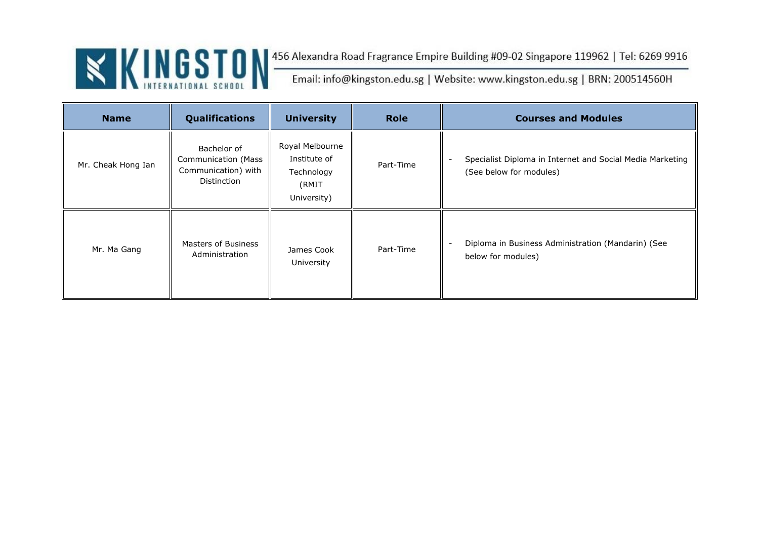| Name | Qualifications | University | Role | Courses and Modules |
|---|---|---|---|---|
| Mr. Cheak Hong Ian | Bachelor of Communication (Mass Communication) with Distinction | Royal Melbourne Institute of Technology (RMIT University) | Part-Time | - Specialist Diploma in Internet and Social Media Marketing (See below for modules) |
| Mr. Ma Gang | Masters of Business Administration | James Cook University | Part-Time | - Diploma in Business Administration (Mandarin) (See below for modules) |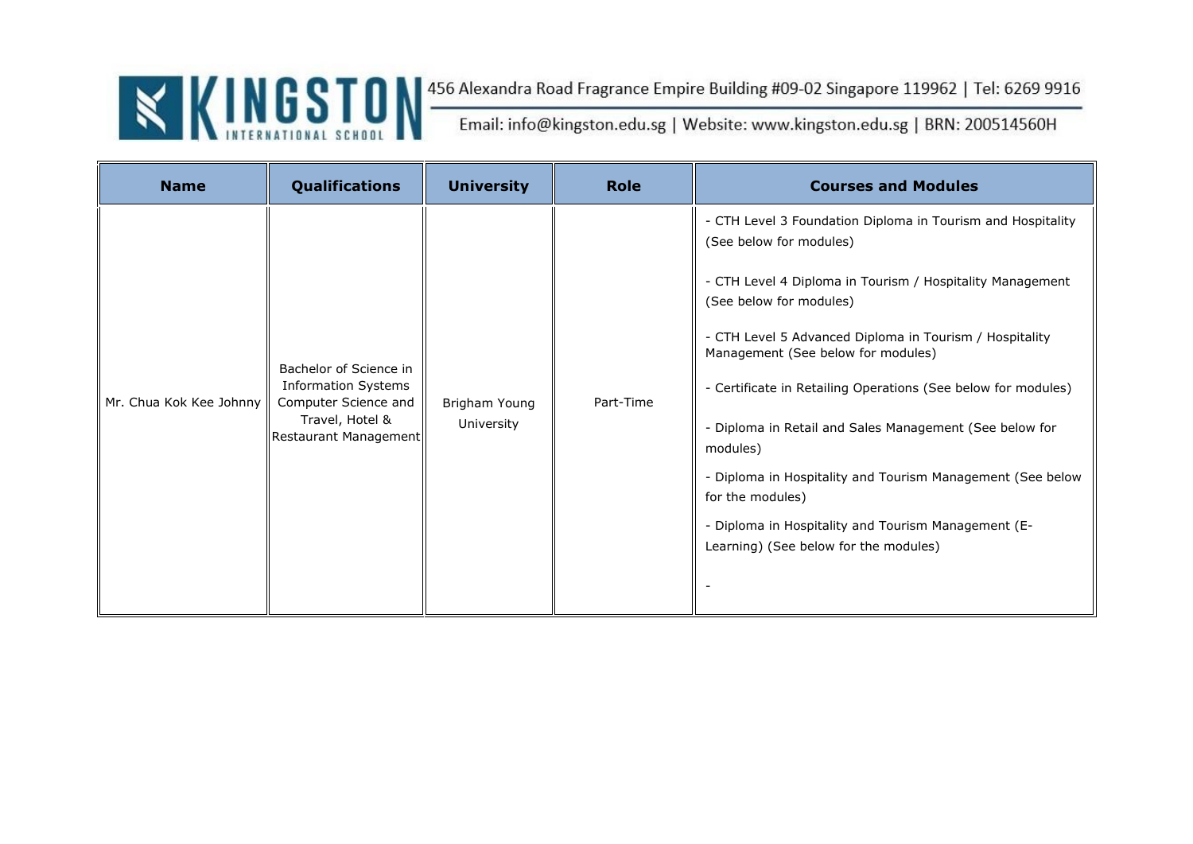| Name | Qualifications | University | Role | Courses and Modules |
|---|---|---|---|---|
| Mr. Chua Kok Kee Johnny | Bachelor of Science in Information Systems Computer Science and Travel, Hotel & Restaurant Management | Brigham Young University | Part-Time | - CTH Level 3 Foundation Diploma in Tourism and Hospitality (See below for modules)<br><br>- CTH Level 4 Diploma in Tourism / Hospitality Management (See below for modules)<br><br>- CTH Level 5 Advanced Diploma in Tourism / Hospitality Management (See below for modules)<br><br>- Certificate in Retailing Operations (See below for modules)<br><br>- Diploma in Retail and Sales Management (See below for modules)<br><br>- Diploma in Hospitality and Tourism Management (See below for the modules)<br><br>- Diploma in Hospitality and Tourism Management (E-Learning) (See below for the modules)<br><br>- |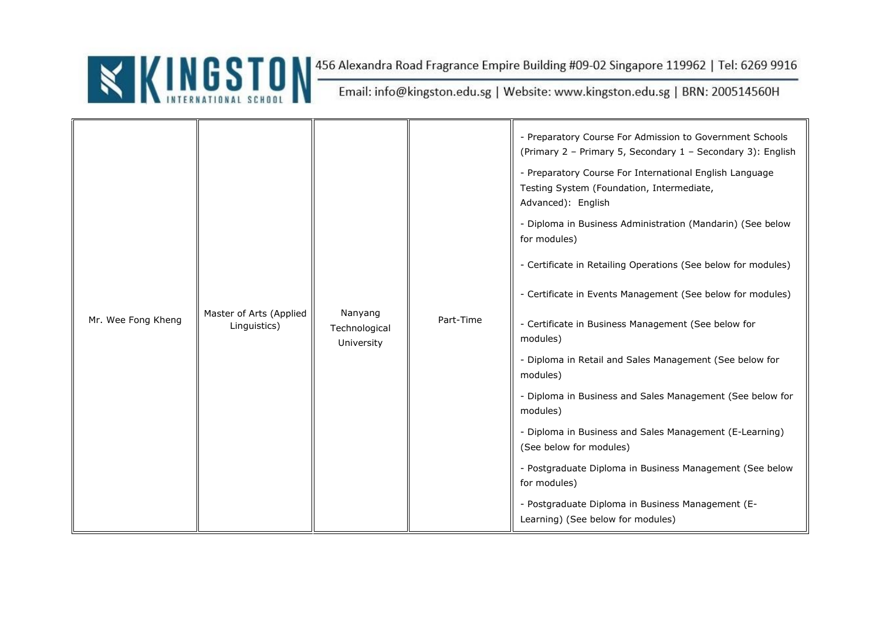| Mr. Wee Fong Kheng | Master of Arts (Applied Linguistics) | Nanyang Technological University | Part-Time | - Preparatory Course For Admission to Government Schools (Primary 2 – Primary 5, Secondary 1 – Secondary 3): English<br>- Preparatory Course For International English Language Testing System (Foundation, Intermediate, Advanced): English<br>- Diploma in Business Administration (Mandarin) (See below for modules)<br>- Certificate in Retailing Operations (See below for modules)<br>- Certificate in Events Management (See below for modules)<br>- Certificate in Business Management (See below for modules)<br>- Diploma in Retail and Sales Management (See below for modules)<br>- Diploma in Business and Sales Management (See below for modules)<br>- Diploma in Business and Sales Management (E-Learning) (See below for modules)<br>- Postgraduate Diploma in Business Management (See below for modules)<br>- Postgraduate Diploma in Business Management (E-Learning) (See below for modules) |
|---|---|---|---|---|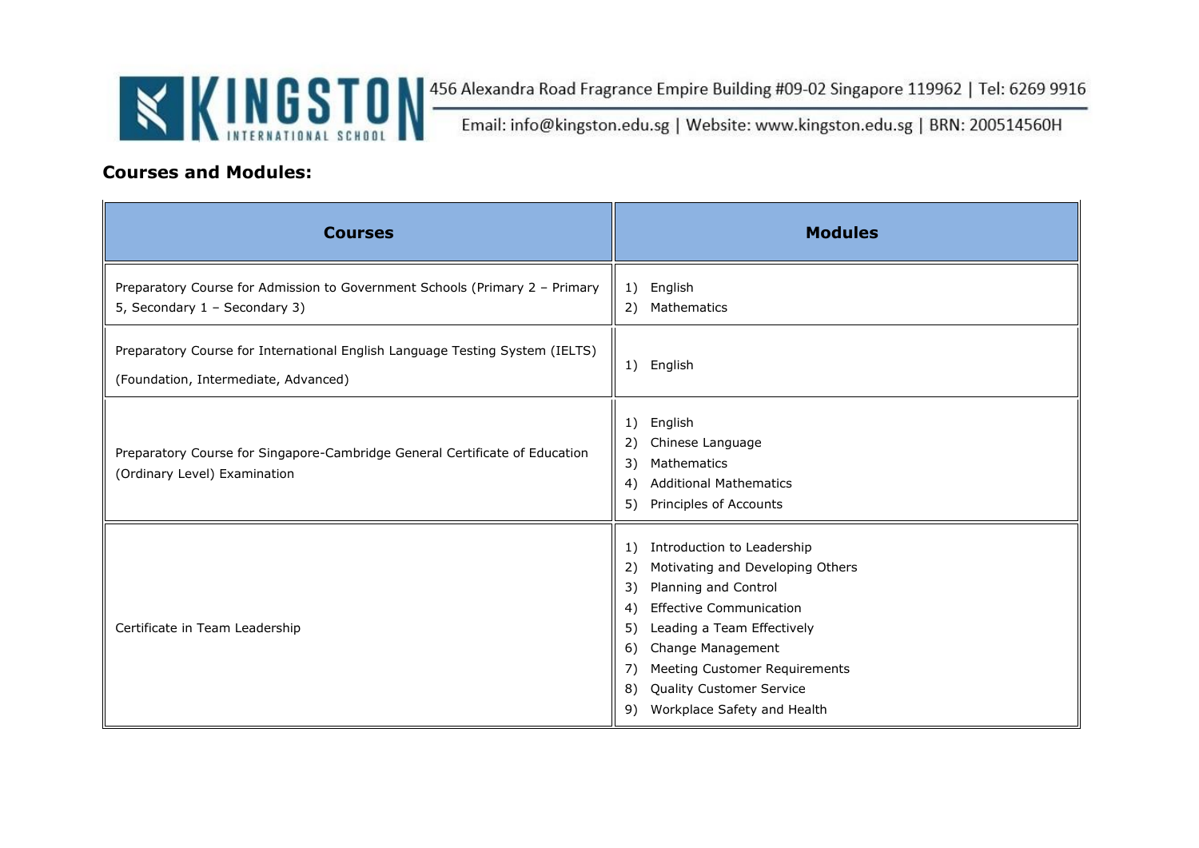## Courses and Modules:

| Courses | Modules |
|---|---|
| Preparatory Course for Admission to Government Schools (Primary 2 – Primary 5, Secondary 1 – Secondary 3) | 1) English<br>2) Mathematics |
| Preparatory Course for International English Language Testing System (IELTS) (Foundation, Intermediate, Advanced) | 1) English |
| Preparatory Course for Singapore-Cambridge General Certificate of Education (Ordinary Level) Examination | 1) English<br>2) Chinese Language<br>3) Mathematics<br>4) Additional Mathematics<br>5) Principles of Accounts |
| Certificate in Team Leadership | 1) Introduction to Leadership<br>2) Motivating and Developing Others<br>3) Planning and Control<br>4) Effective Communication<br>5) Leading a Team Effectively<br>6) Change Management<br>7) Meeting Customer Requirements<br>8) Quality Customer Service<br>9) Workplace Safety and Health |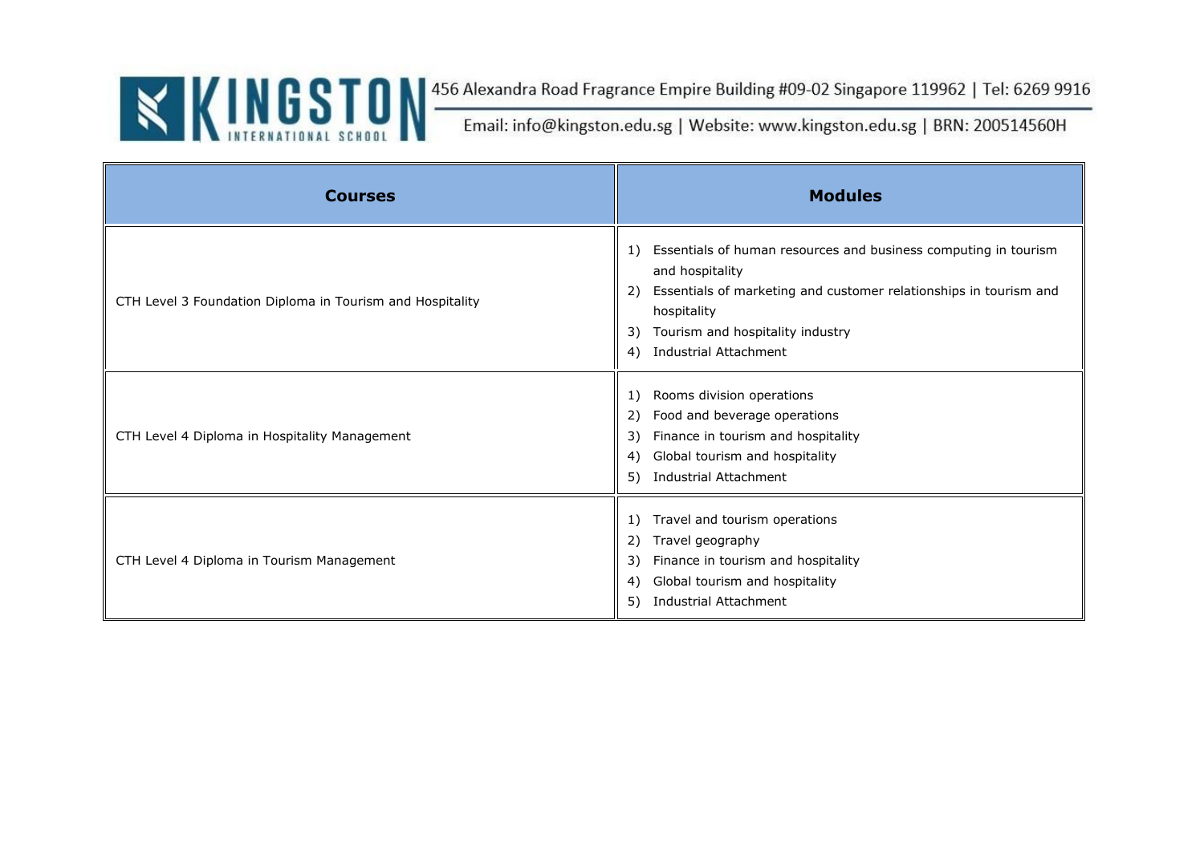| Courses | Modules |
| --- | --- |
| CTH Level 3 Foundation Diploma in Tourism and Hospitality | 1) Essentials of human resources and business computing in tourism and hospitality<br>2) Essentials of marketing and customer relationships in tourism and hospitality<br>3) Tourism and hospitality industry<br>4) Industrial Attachment |
| CTH Level 4 Diploma in Hospitality Management | 1) Rooms division operations<br>2) Food and beverage operations<br>3) Finance in tourism and hospitality<br>4) Global tourism and hospitality<br>5) Industrial Attachment |
| CTH Level 4 Diploma in Tourism Management | 1) Travel and tourism operations<br>2) Travel geography<br>3) Finance in tourism and hospitality<br>4) Global tourism and hospitality<br>5) Industrial Attachment |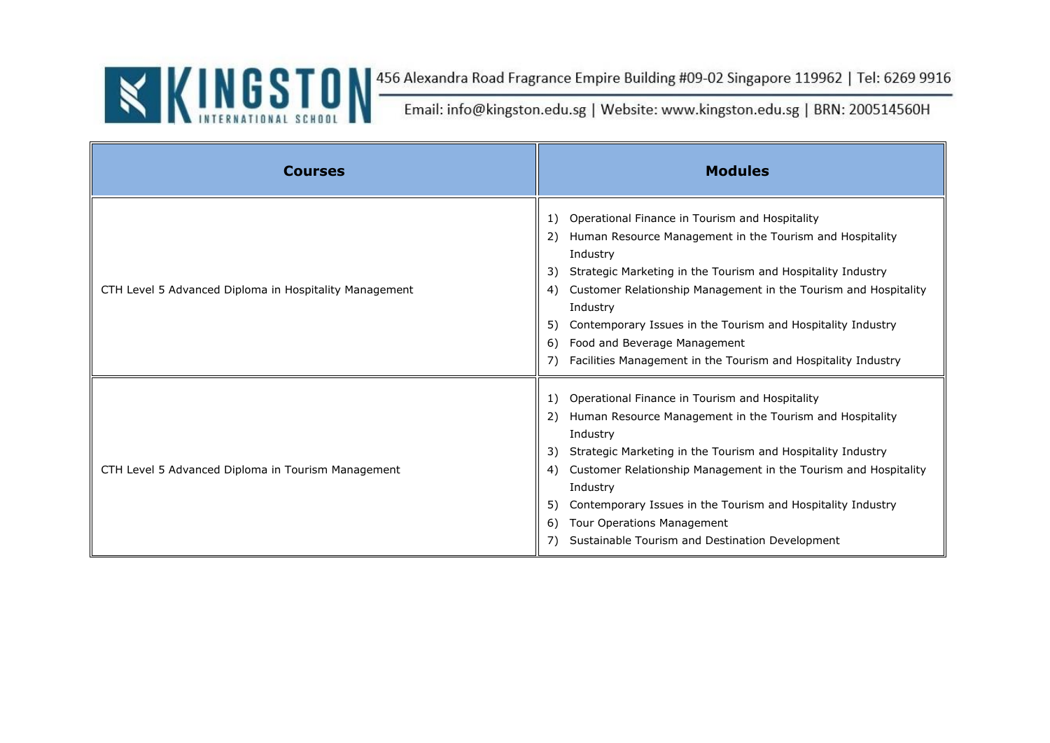| Courses | Modules |
| --- | --- |
| CTH Level 5 Advanced Diploma in Hospitality Management | 1) Operational Finance in Tourism and Hospitality<br>2) Human Resource Management in the Tourism and Hospitality Industry<br>3) Strategic Marketing in the Tourism and Hospitality Industry<br>4) Customer Relationship Management in the Tourism and Hospitality Industry<br>5) Contemporary Issues in the Tourism and Hospitality Industry<br>6) Food and Beverage Management<br>7) Facilities Management in the Tourism and Hospitality Industry |
| CTH Level 5 Advanced Diploma in Tourism Management | 1) Operational Finance in Tourism and Hospitality<br>2) Human Resource Management in the Tourism and Hospitality Industry<br>3) Strategic Marketing in the Tourism and Hospitality Industry<br>4) Customer Relationship Management in the Tourism and Hospitality Industry<br>5) Contemporary Issues in the Tourism and Hospitality Industry<br>6) Tour Operations Management<br>7) Sustainable Tourism and Destination Development |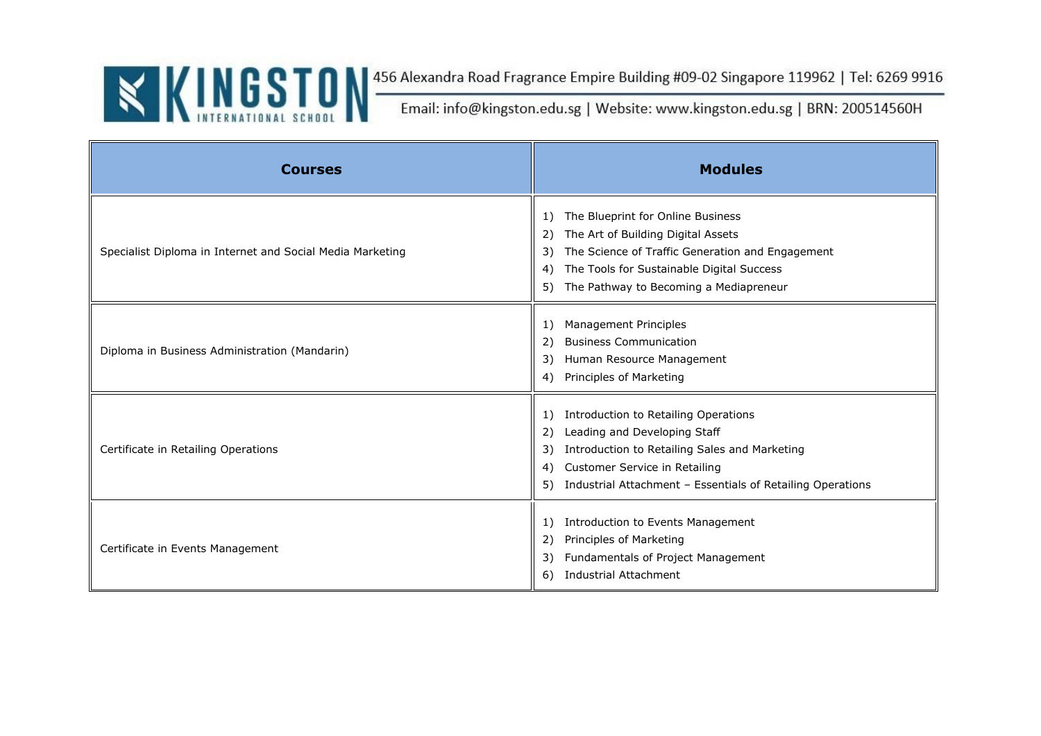| Courses | Modules |
|---|---|
| Specialist Diploma in Internet and Social Media Marketing | 1) The Blueprint for Online Business<br>2) The Art of Building Digital Assets<br>3) The Science of Traffic Generation and Engagement<br>4) The Tools for Sustainable Digital Success<br>5) The Pathway to Becoming a Mediapreneur |
| Diploma in Business Administration (Mandarin) | 1) Management Principles<br>2) Business Communication<br>3) Human Resource Management<br>4) Principles of Marketing |
| Certificate in Retailing Operations | 1) Introduction to Retailing Operations<br>2) Leading and Developing Staff<br>3) Introduction to Retailing Sales and Marketing<br>4) Customer Service in Retailing<br>5) Industrial Attachment – Essentials of Retailing Operations |
| Certificate in Events Management | 1) Introduction to Events Management<br>2) Principles of Marketing<br>3) Fundamentals of Project Management<br>6) Industrial Attachment |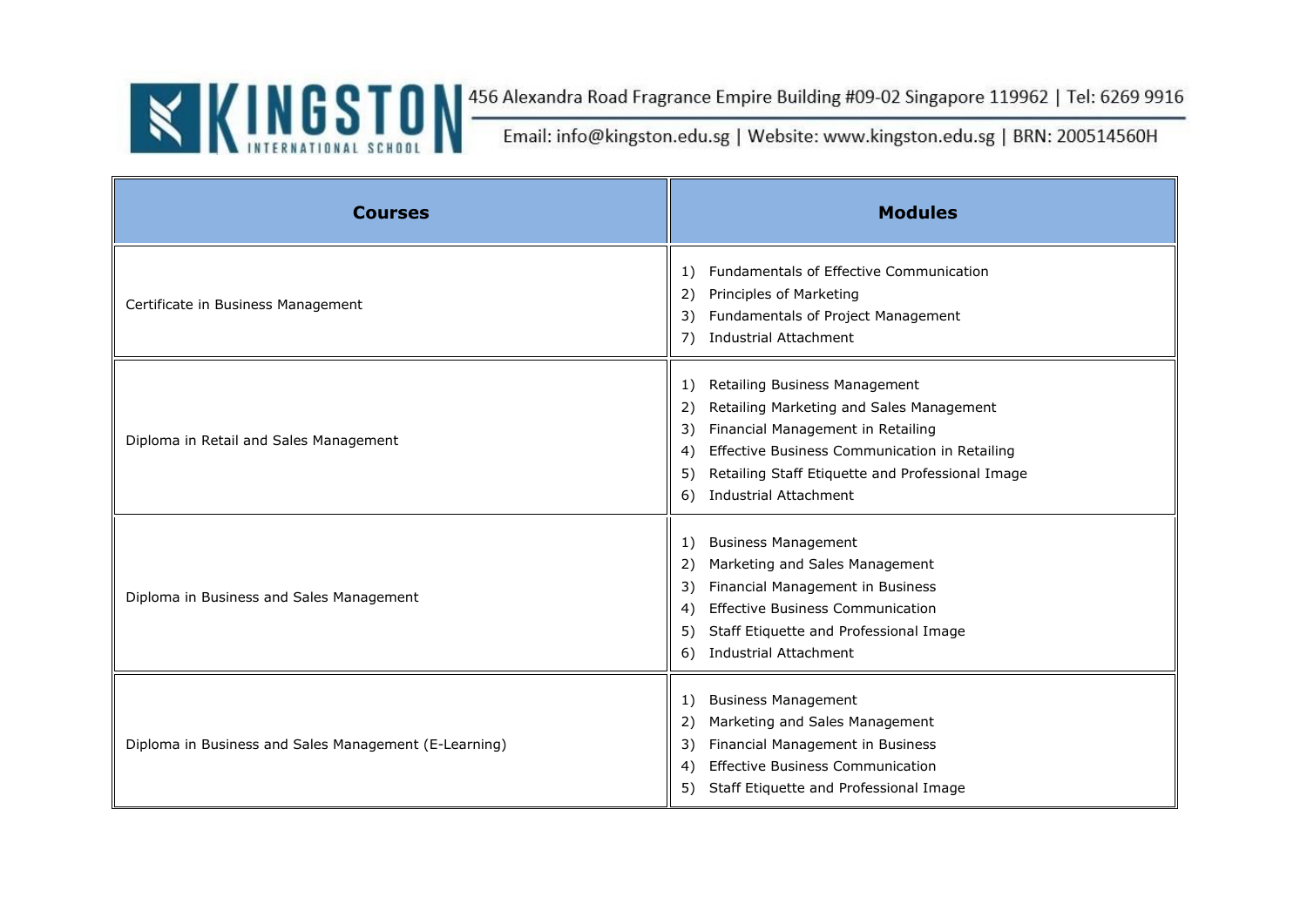| Courses | Modules |
|---|---|
| Certificate in Business Management | 1) Fundamentals of Effective Communication<br>2) Principles of Marketing<br>3) Fundamentals of Project Management<br>7) Industrial Attachment |
| Diploma in Retail and Sales Management | 1) Retailing Business Management<br>2) Retailing Marketing and Sales Management<br>3) Financial Management in Retailing<br>4) Effective Business Communication in Retailing<br>5) Retailing Staff Etiquette and Professional Image<br>6) Industrial Attachment |
| Diploma in Business and Sales Management | 1) Business Management<br>2) Marketing and Sales Management<br>3) Financial Management in Business<br>4) Effective Business Communication<br>5) Staff Etiquette and Professional Image<br>6) Industrial Attachment |
| Diploma in Business and Sales Management (E-Learning) | 1) Business Management<br>2) Marketing and Sales Management<br>3) Financial Management in Business<br>4) Effective Business Communication<br>5) Staff Etiquette and Professional Image |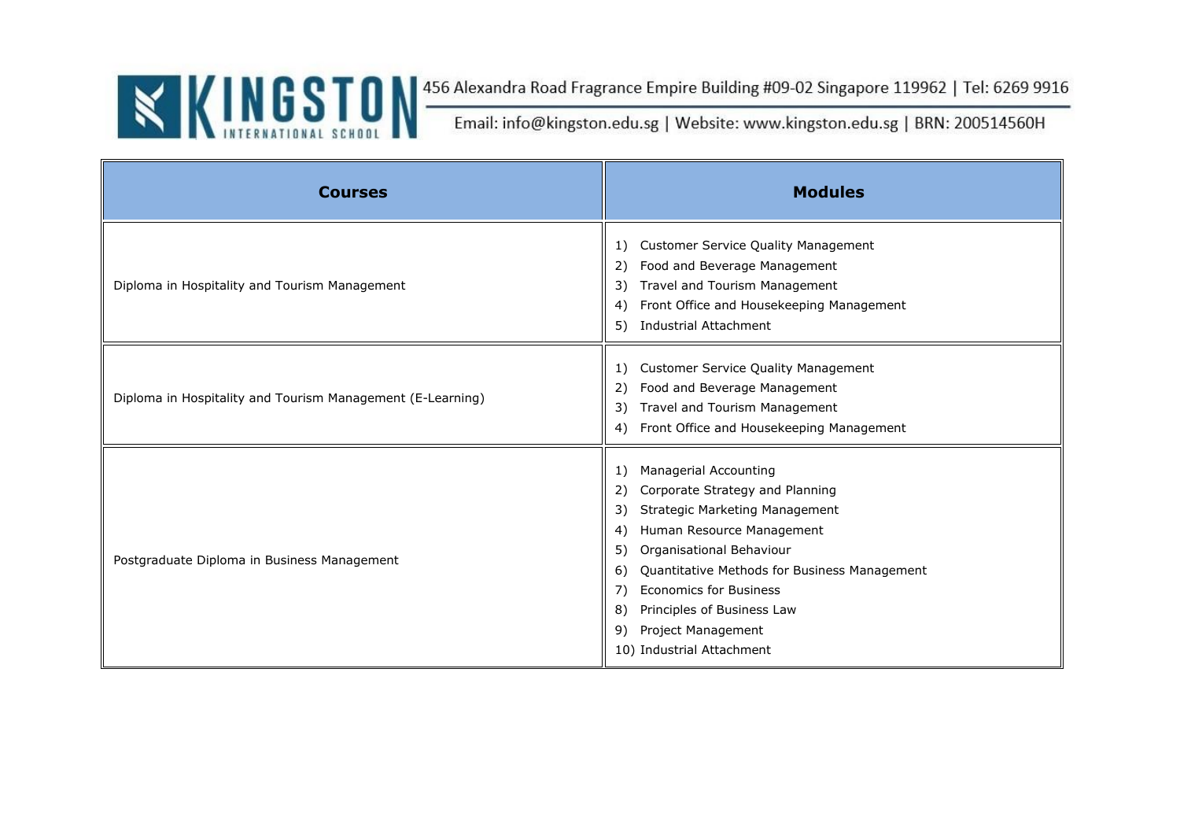KINGSTON INTERNATIONAL SCHOOL

456 Alexandra Road Fragrance Empire Building #09-02 Singapore 119962 | Tel: 6269 9916

Email: info@kingston.edu.sg | Website: www.kingston.edu.sg | BRN: 200514560H

| Courses | Modules |
| --- | --- |
| Diploma in Hospitality and Tourism Management | 1) Customer Service Quality Management<br>2) Food and Beverage Management<br>3) Travel and Tourism Management<br>4) Front Office and Housekeeping Management<br>5) Industrial Attachment |
| Diploma in Hospitality and Tourism Management (E-Learning) | 1) Customer Service Quality Management<br>2) Food and Beverage Management<br>3) Travel and Tourism Management<br>4) Front Office and Housekeeping Management |
| Postgraduate Diploma in Business Management | 1) Managerial Accounting<br>2) Corporate Strategy and Planning<br>3) Strategic Marketing Management<br>4) Human Resource Management<br>5) Organisational Behaviour<br>6) Quantitative Methods for Business Management<br>7) Economics for Business<br>8) Principles of Business Law<br>9) Project Management<br>10) Industrial Attachment |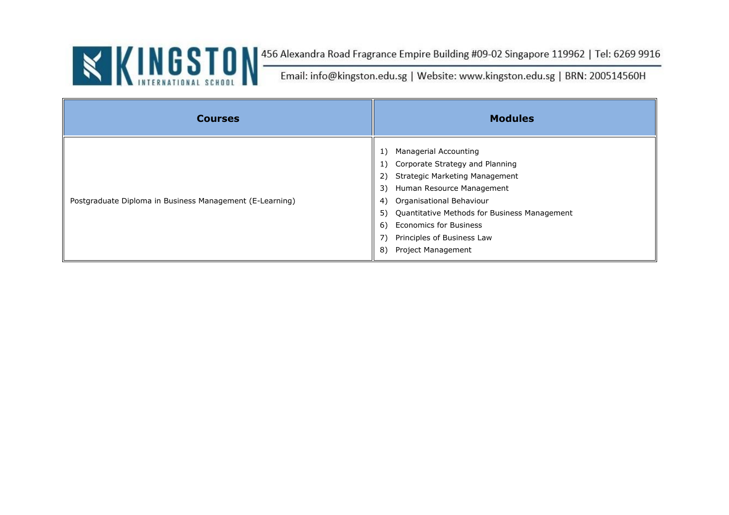| Courses | Modules |
| --- | --- |
| Postgraduate Diploma in Business Management (E-Learning) | 1) Managerial Accounting<br>1) Corporate Strategy and Planning<br>2) Strategic Marketing Management<br>3) Human Resource Management<br>4) Organisational Behaviour<br>5) Quantitative Methods for Business Management<br>6) Economics for Business<br>7) Principles of Business Law<br>8) Project Management |